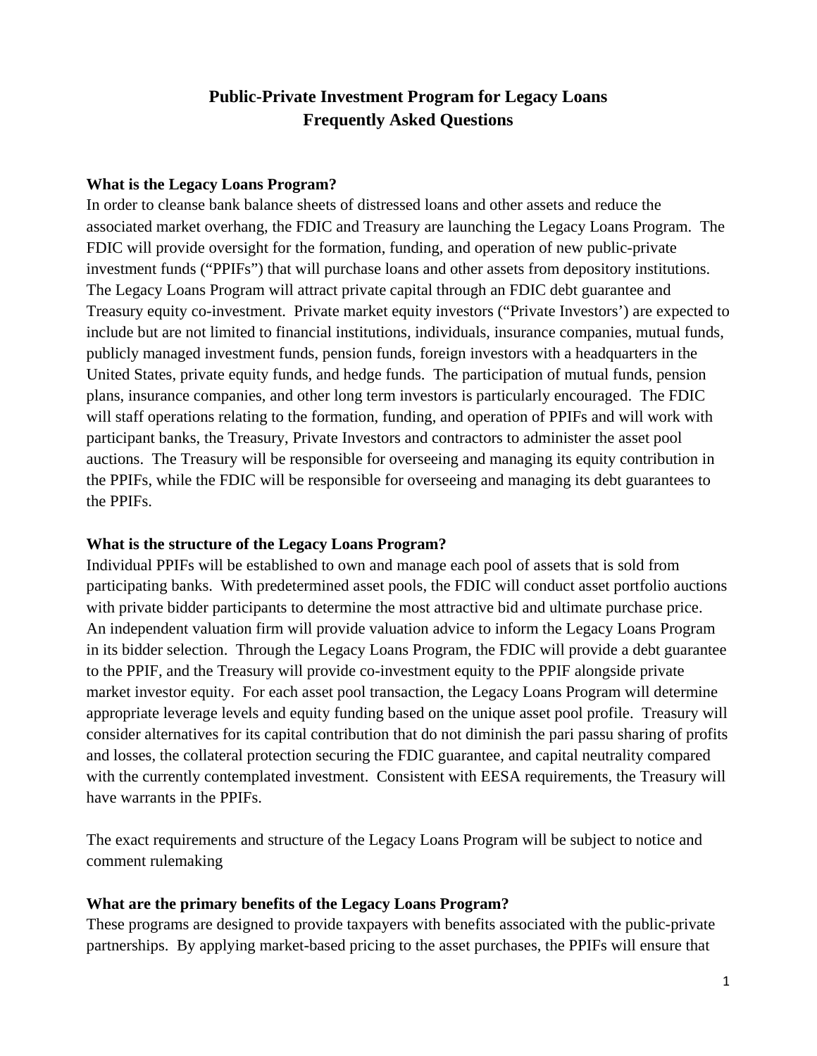# Public-Private Investment Program for Legacy Loans
# Frequently Asked Questions

**What is the Legacy Loans Program?**

In order to cleanse bank balance sheets of distressed loans and other assets and reduce the associated market overhang, the FDIC and Treasury are launching the Legacy Loans Program. The FDIC will provide oversight for the formation, funding, and operation of new public-private investment funds ("PPIFs") that will purchase loans and other assets from depository institutions. The Legacy Loans Program will attract private capital through an FDIC debt guarantee and Treasury equity co-investment. Private market equity investors ("Private Investors') are expected to include but are not limited to financial institutions, individuals, insurance companies, mutual funds, publicly managed investment funds, pension funds, foreign investors with a headquarters in the United States, private equity funds, and hedge funds. The participation of mutual funds, pension plans, insurance companies, and other long term investors is particularly encouraged. The FDIC will staff operations relating to the formation, funding, and operation of PPIFs and will work with participant banks, the Treasury, Private Investors and contractors to administer the asset pool auctions. The Treasury will be responsible for overseeing and managing its equity contribution in the PPIFs, while the FDIC will be responsible for overseeing and managing its debt guarantees to the PPIFs.

**What is the structure of the Legacy Loans Program?**

Individual PPIFs will be established to own and manage each pool of assets that is sold from participating banks. With predetermined asset pools, the FDIC will conduct asset portfolio auctions with private bidder participants to determine the most attractive bid and ultimate purchase price. An independent valuation firm will provide valuation advice to inform the Legacy Loans Program in its bidder selection. Through the Legacy Loans Program, the FDIC will provide a debt guarantee to the PPIF, and the Treasury will provide co-investment equity to the PPIF alongside private market investor equity. For each asset pool transaction, the Legacy Loans Program will determine appropriate leverage levels and equity funding based on the unique asset pool profile. Treasury will consider alternatives for its capital contribution that do not diminish the pari passu sharing of profits and losses, the collateral protection securing the FDIC guarantee, and capital neutrality compared with the currently contemplated investment. Consistent with EESA requirements, the Treasury will have warrants in the PPIFs.

The exact requirements and structure of the Legacy Loans Program will be subject to notice and comment rulemaking

**What are the primary benefits of the Legacy Loans Program?**

These programs are designed to provide taxpayers with benefits associated with the public-private partnerships. By applying market-based pricing to the asset purchases, the PPIFs will ensure that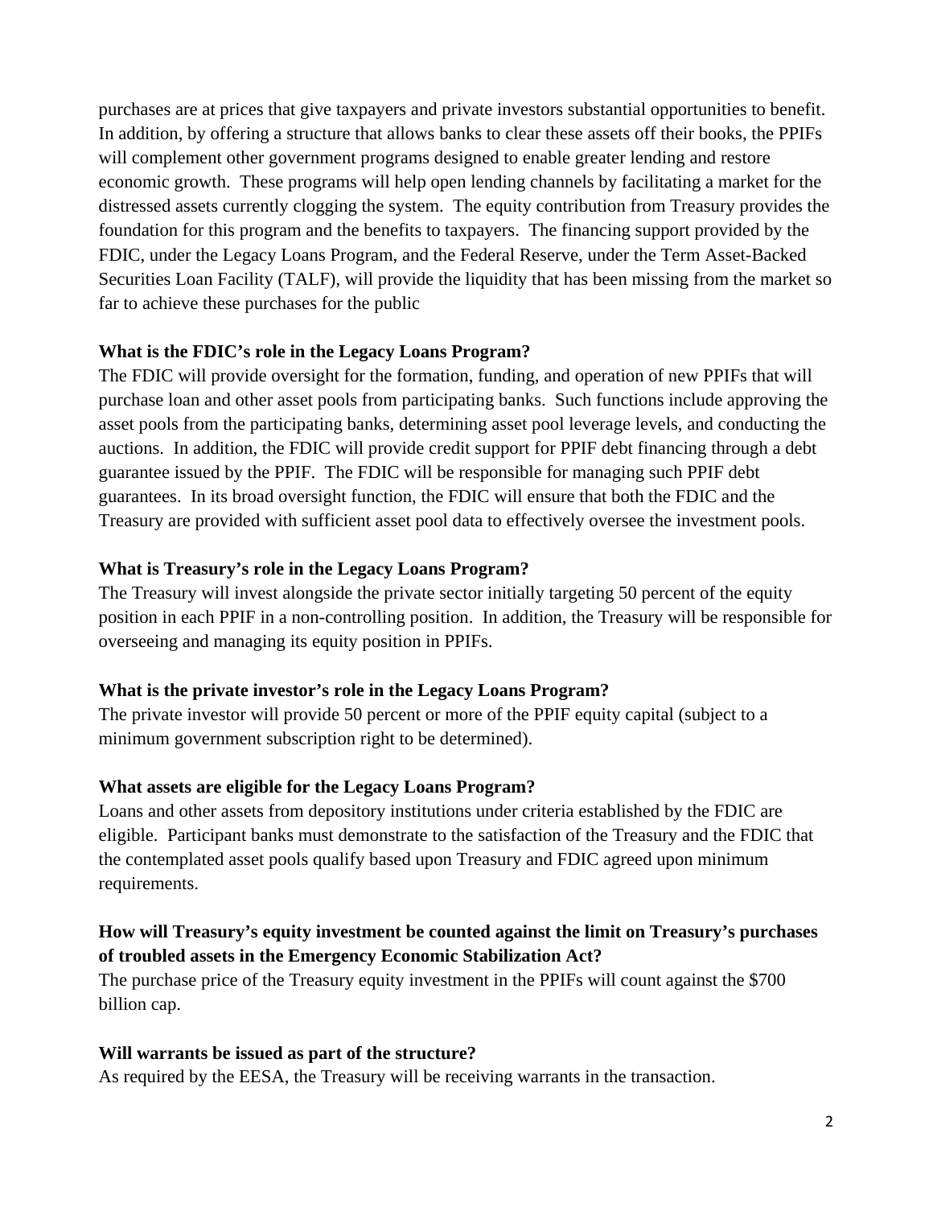purchases are at prices that give taxpayers and private investors substantial opportunities to benefit. In addition, by offering a structure that allows banks to clear these assets off their books, the PPIFs will complement other government programs designed to enable greater lending and restore economic growth. These programs will help open lending channels by facilitating a market for the distressed assets currently clogging the system. The equity contribution from Treasury provides the foundation for this program and the benefits to taxpayers. The financing support provided by the FDIC, under the Legacy Loans Program, and the Federal Reserve, under the Term Asset-Backed Securities Loan Facility (TALF), will provide the liquidity that has been missing from the market so far to achieve these purchases for the public

**What is the FDIC's role in the Legacy Loans Program?**

The FDIC will provide oversight for the formation, funding, and operation of new PPIFs that will purchase loan and other asset pools from participating banks. Such functions include approving the asset pools from the participating banks, determining asset pool leverage levels, and conducting the auctions. In addition, the FDIC will provide credit support for PPIF debt financing through a debt guarantee issued by the PPIF. The FDIC will be responsible for managing such PPIF debt guarantees. In its broad oversight function, the FDIC will ensure that both the FDIC and the Treasury are provided with sufficient asset pool data to effectively oversee the investment pools.

**What is Treasury's role in the Legacy Loans Program?**

The Treasury will invest alongside the private sector initially targeting 50 percent of the equity position in each PPIF in a non-controlling position. In addition, the Treasury will be responsible for overseeing and managing its equity position in PPIFs.

**What is the private investor's role in the Legacy Loans Program?**

The private investor will provide 50 percent or more of the PPIF equity capital (subject to a minimum government subscription right to be determined).

**What assets are eligible for the Legacy Loans Program?**

Loans and other assets from depository institutions under criteria established by the FDIC are eligible. Participant banks must demonstrate to the satisfaction of the Treasury and the FDIC that the contemplated asset pools qualify based upon Treasury and FDIC agreed upon minimum requirements.

**How will Treasury's equity investment be counted against the limit on Treasury's purchases of troubled assets in the Emergency Economic Stabilization Act?**

The purchase price of the Treasury equity investment in the PPIFs will count against the $700 billion cap.

**Will warrants be issued as part of the structure?**

As required by the EESA, the Treasury will be receiving warrants in the transaction.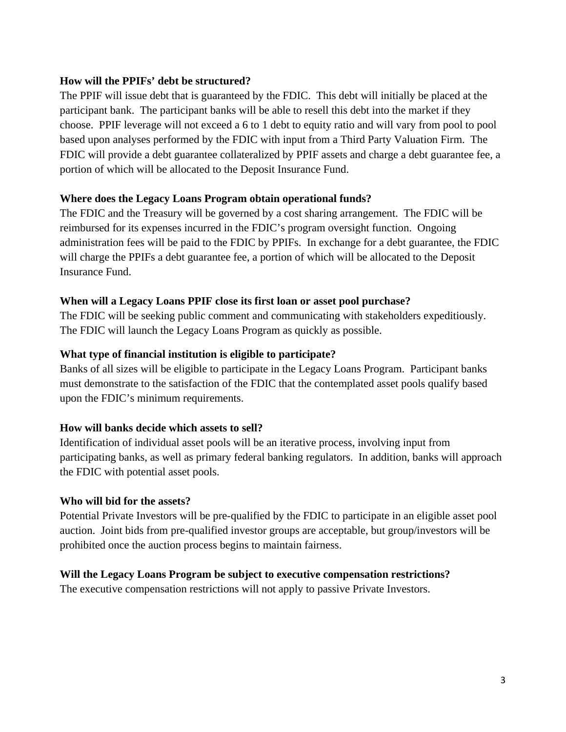**How will the PPIFs' debt be structured?**

The PPIF will issue debt that is guaranteed by the FDIC. This debt will initially be placed at the participant bank. The participant banks will be able to resell this debt into the market if they choose. PPIF leverage will not exceed a 6 to 1 debt to equity ratio and will vary from pool to pool based upon analyses performed by the FDIC with input from a Third Party Valuation Firm. The FDIC will provide a debt guarantee collateralized by PPIF assets and charge a debt guarantee fee, a portion of which will be allocated to the Deposit Insurance Fund.

**Where does the Legacy Loans Program obtain operational funds?**

The FDIC and the Treasury will be governed by a cost sharing arrangement. The FDIC will be reimbursed for its expenses incurred in the FDIC's program oversight function. Ongoing administration fees will be paid to the FDIC by PPIFs. In exchange for a debt guarantee, the FDIC will charge the PPIFs a debt guarantee fee, a portion of which will be allocated to the Deposit Insurance Fund.

**When will a Legacy Loans PPIF close its first loan or asset pool purchase?**

The FDIC will be seeking public comment and communicating with stakeholders expeditiously. The FDIC will launch the Legacy Loans Program as quickly as possible.

**What type of financial institution is eligible to participate?**

Banks of all sizes will be eligible to participate in the Legacy Loans Program. Participant banks must demonstrate to the satisfaction of the FDIC that the contemplated asset pools qualify based upon the FDIC's minimum requirements.

**How will banks decide which assets to sell?**

Identification of individual asset pools will be an iterative process, involving input from participating banks, as well as primary federal banking regulators. In addition, banks will approach the FDIC with potential asset pools.

**Who will bid for the assets?**

Potential Private Investors will be pre-qualified by the FDIC to participate in an eligible asset pool auction. Joint bids from pre-qualified investor groups are acceptable, but group/investors will be prohibited once the auction process begins to maintain fairness.

**Will the Legacy Loans Program be subject to executive compensation restrictions?**

The executive compensation restrictions will not apply to passive Private Investors.